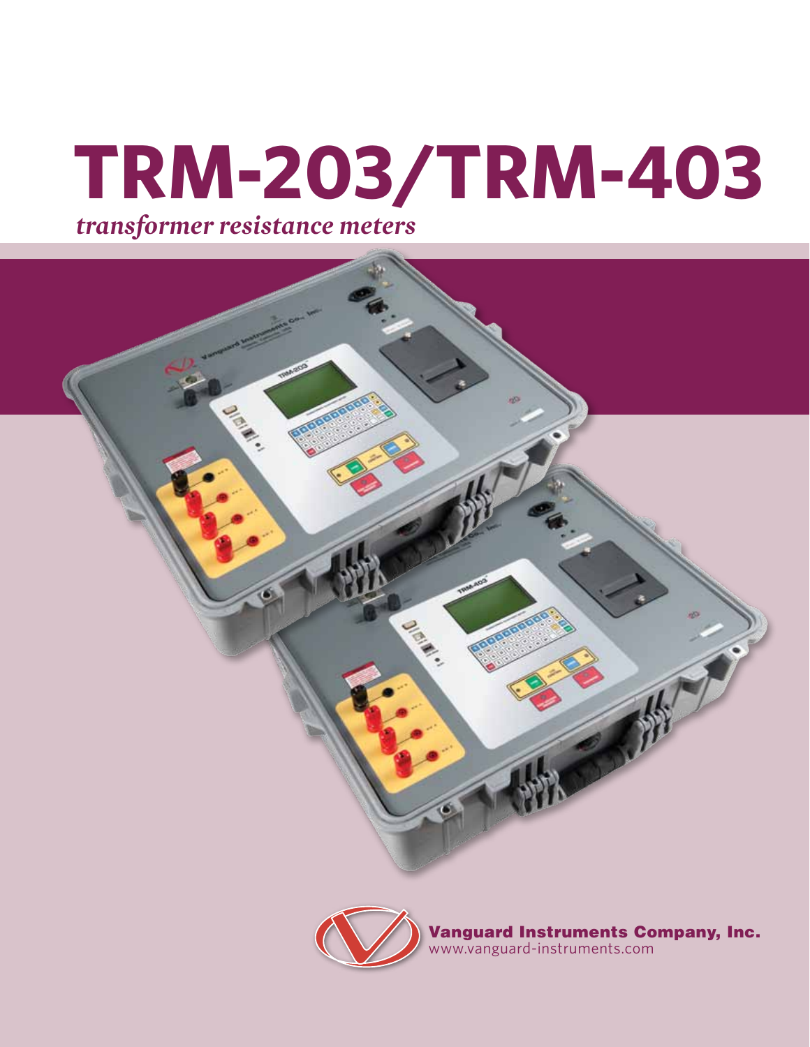# TRM-203/TRM-403

*transformer resistance meters*

**Vanguard Instruments Company, Inc.**
www.vanguard-instruments.com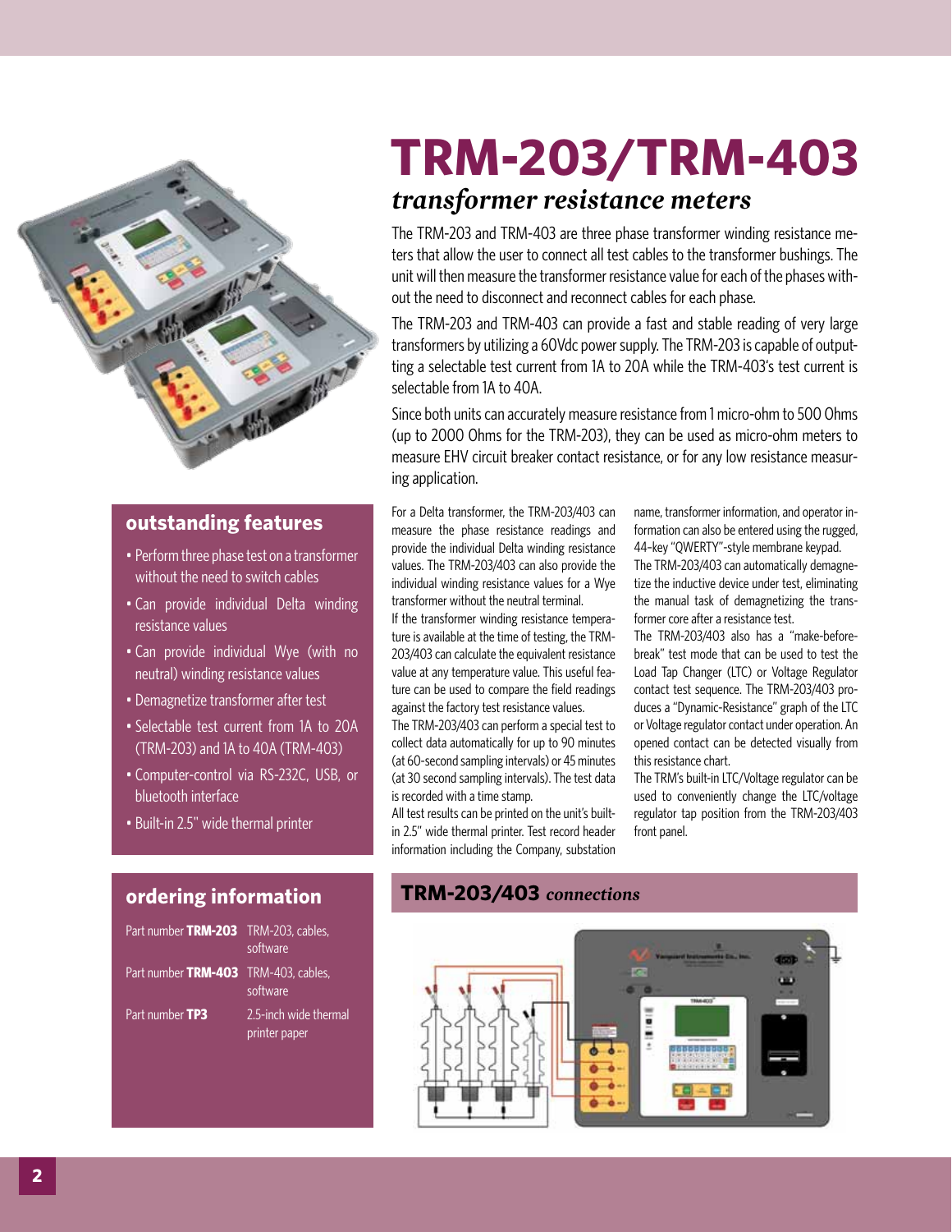# TRM-203/TRM-403

## *transformer resistance meters*

The TRM-203 and TRM-403 are three phase transformer winding resistance meters that allow the user to connect all test cables to the transformer bushings. The unit will then measure the transformer resistance value for each of the phases without the need to disconnect and reconnect cables for each phase.

The TRM-203 and TRM-403 can provide a fast and stable reading of very large transformers by utilizing a 60Vdc power supply. The TRM-203 is capable of outputting a selectable test current from 1A to 20A while the TRM-403's test current is selectable from 1A to 40A.

Since both units can accurately measure resistance from 1 micro-ohm to 500 Ohms (up to 2000 Ohms for the TRM-203), they can be used as micro-ohm meters to measure EHV circuit breaker contact resistance, or for any low resistance measuring application.

For a Delta transformer, the TRM-203/403 can measure the phase resistance readings and provide the individual Delta winding resistance values. The TRM-203/403 can also provide the individual winding resistance values for a Wye transformer without the neutral terminal.

If the transformer winding resistance temperature is available at the time of testing, the TRM-203/403 can calculate the equivalent resistance value at any temperature value. This useful feature can be used to compare the field readings against the factory test resistance values.

The TRM-203/403 can perform a special test to collect data automatically for up to 90 minutes (at 60-second sampling intervals) or 45 minutes (at 30 second sampling intervals). The test data is recorded with a time stamp.

All test results can be printed on the unit's built-in 2.5" wide thermal printer. Test record header information including the Company, substation name, transformer information, and operator information can also be entered using the rugged, 44-key "QWERTY"-style membrane keypad.

The TRM-203/403 can automatically demagnetize the inductive device under test, eliminating the manual task of demagnetizing the transformer core after a resistance test.

The TRM-203/403 also has a "make-before-break" test mode that can be used to test the Load Tap Changer (LTC) or Voltage Regulator contact test sequence. The TRM-203/403 produces a "Dynamic-Resistance" graph of the LTC or Voltage regulator contact under operation. An opened contact can be detected visually from this resistance chart.

The TRM's built-in LTC/Voltage regulator can be used to conveniently change the LTC/voltage regulator tap position from the TRM-203/403 front panel.

## outstanding features

- Perform three phase test on a transformer without the need to switch cables
- Can provide individual Delta winding resistance values
- Can provide individual Wye (with no neutral) winding resistance values
- Demagnetize transformer after test
- Selectable test current from 1A to 20A (TRM-203) and 1A to 40A (TRM-403)
- Computer-control via RS-232C, USB, or bluetooth interface
- Built-in 2.5" wide thermal printer

## ordering information

| | |
|---|---|
| Part number **TRM-203** | TRM-203, cables, software |
| Part number **TRM-403** | TRM-403, cables, software |
| Part number **TP3** | 2.5-inch wide thermal printer paper |

## TRM-203/403 *connections*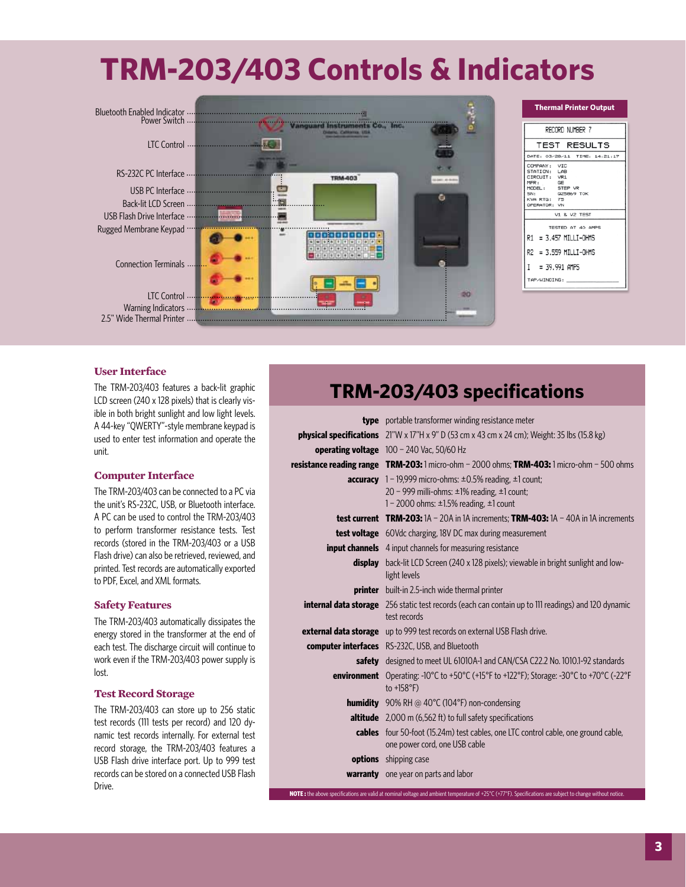# TRM-203/403 Controls & Indicators

Bluetooth Enabled Indicator
Power Switch
LTC Control
RS-232C PC Interface
USB PC Interface
Back-lit LCD Screen
USB Flash Drive Interface
Rugged Membrane Keypad
Connection Terminals
LTC Control
Warning Indicators
2.5" Wide Thermal Printer

**Thermal Printer Output**

```
RECORD NUMBER 7
TEST RESULTS
DATE: 03-28-11   TIME: 14:21:17
COMPANY:   VIC
STATION:   LAB
CIRCUIT:   VR1
MFR:       GE
MODEL:     STEP VR
SN:        925869 TOK
KVA RTG:   75
OPERATOR:  VN
V1 & V2 TEST
TESTED AT 40 AMPS
R1  = 3.457 MILLI-OHMS
R2  = 3.559 MILLI-OHMS
I   = 39.991 AMPS
TAP/WINDING: ___________
```

### User Interface

The TRM-203/403 features a back-lit graphic LCD screen (240 x 128 pixels) that is clearly visible in both bright sunlight and low light levels. A 44-key "QWERTY"-style membrane keypad is used to enter test information and operate the unit.

### Computer Interface

The TRM-203/403 can be connected to a PC via the unit's RS-232C, USB, or Bluetooth interface. A PC can be used to control the TRM-203/403 to perform transformer resistance tests. Test records (stored in the TRM-203/403 or a USB Flash drive) can also be retrieved, reviewed, and printed. Test records are automatically exported to PDF, Excel, and XML formats.

### Safety Features

The TRM-203/403 automatically dissipates the energy stored in the transformer at the end of each test. The discharge circuit will continue to work even if the TRM-203/403 power supply is lost.

### Test Record Storage

The TRM-203/403 can store up to 256 static test records (111 tests per record) and 120 dynamic test records internally. For external test record storage, the TRM-203/403 features a USB Flash drive interface port. Up to 999 test records can be stored on a connected USB Flash Drive.

## TRM-203/403 specifications

| | |
|---|---|
| **type** | portable transformer winding resistance meter |
| **physical specifications** | 21"W x 17"H x 9" D (53 cm x 43 cm x 24 cm); Weight: 35 lbs (15.8 kg) |
| **operating voltage** | 100 – 240 Vac, 50/60 Hz |
| **resistance reading range** | **TRM-203:** 1 micro-ohm – 2000 ohms; **TRM-403:** 1 micro-ohm – 500 ohms |
| **accuracy** | 1 – 19,999 micro-ohms: ±0.5% reading, ±1 count;<br>20 – 999 milli-ohms: ±1% reading, ±1 count;<br>1 – 2000 ohms: ±1.5% reading, ±1 count |
| **test current** | **TRM-203:** 1A – 20A in 1A increments; **TRM-403:** 1A – 40A in 1A increments |
| **test voltage** | 60Vdc charging, 18V DC max during measurement |
| **input channels** | 4 input channels for measuring resistance |
| **display** | back-lit LCD Screen (240 x 128 pixels); viewable in bright sunlight and low-light levels |
| **printer** | built-in 2.5-inch wide thermal printer |
| **internal data storage** | 256 static test records (each can contain up to 111 readings) and 120 dynamic test records |
| **external data storage** | up to 999 test records on external USB Flash drive. |
| **computer interfaces** | RS-232C, USB, and Bluetooth |
| **safety** | designed to meet UL 61010A-1 and CAN/CSA C22.2 No. 1010.1-92 standards |
| **environment** | Operating: -10°C to +50°C (+15°F to +122°F); Storage: -30°C to +70°C (-22°F to +158°F) |
| **humidity** | 90% RH @ 40°C (104°F) non-condensing |
| **altitude** | 2,000 m (6,562 ft) to full safety specifications |
| **cables** | four 50-foot (15.24m) test cables, one LTC control cable, one ground cable, one power cord, one USB cable |
| **options** | shipping case |
| **warranty** | one year on parts and labor |

**NOTE:** the above specifications are valid at nominal voltage and ambient temperature of +25°C (+77°F). Specifications are subject to change without notice.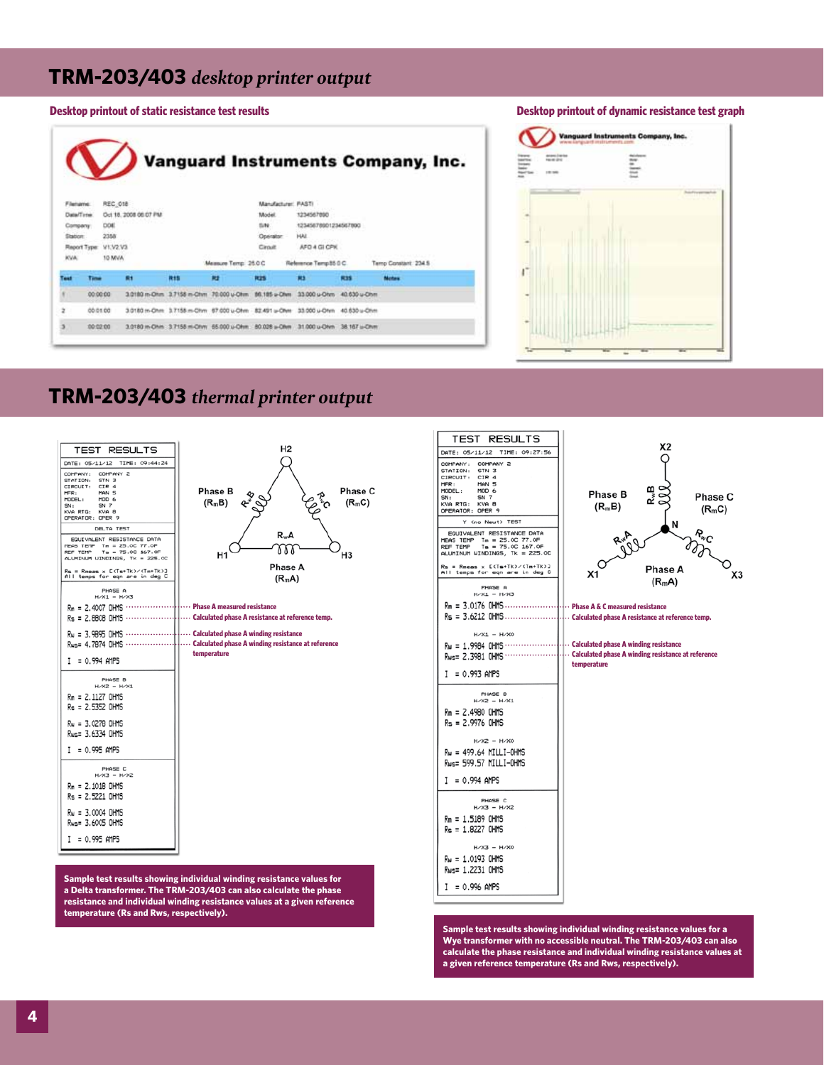## TRM-203/403 *desktop printer output*

**Desktop printout of static resistance test results**

**Vanguard Instruments Company, Inc.**

| | | | |
|---|---|---|---|
| Filename: | REC_018 | Manufacturer: | PASTI |
| Date/Time: | Oct 18, 2008 06:07 PM | Model: | 1234567890 |
| Company: | DOE | S/N: | 12345678901234567890 |
| Station: | 2358 | Operator: | HAI |
| Report Type: | V1,V2,V3 | Circuit: | AFD 4 GI CPK |
| KVA: | 10 MVA | | |

Measure Temp: 25.0 C    Reference Temp: 85.0 C    Temp Constant: 234.5

| Test | Time | R1 | R1S | R2 | R2S | R3 | R3S | Notes |
|---|---|---|---|---|---|---|---|---|
| 1 | 00:00:00 | 3.0180 m-Ohm | 3.7158 m-Ohm | 70.000 u-Ohm | 86.185 u-Ohm | 33.000 u-Ohm | 40.630 u-Ohm | |
| 2 | 00:01:00 | 3.0180 m-Ohm | 3.7158 m-Ohm | 67.000 u-Ohm | 82.491 u-Ohm | 33.000 u-Ohm | 40.630 u-Ohm | |
| 3 | 00:02:00 | 3.0180 m-Ohm | 3.7158 m-Ohm | 65.000 u-Ohm | 80.028 u-Ohm | 31.000 u-Ohm | 38.167 u-Ohm | |

**Desktop printout of dynamic resistance test graph**

## TRM-203/403 *thermal printer output*

```
TEST RESULTS
DATE: 05/11/12  TIME: 09:44:24

COMPANY:   COMPANY 2
STATION:   STN 3
CIRCUIT:   CIR 4
MFR:       MAN 5
MODEL:     MOD 6
SN:        SN 7
KVA RTG:   KVA 8
OPERATOR:  OPER 9

DELTA TEST

EQUIVALENT RESISTANCE DATA
MEAS TEMP   Tm = 25.0C 77.0F
REF TEMP    Ts = 75.0C 167.0F
ALUMINUM WINDINGS, Tk = 225.0C

Rs = Rmeas x [(Ts+Tk)/(Tm+Tk)]
All temps for eqn are in deg C

PHASE A
H/X1 - H/X3
Rm = 2.4007 OHMS
Rs = 2.8808 OHMS

Rw = 3.9895 OHMS
Rws= 4.7874 OHMS

I  = 0.994 AMPS

PHASE B
H/X2 - H/X1
Rm = 2.1127 OHMS
Rs = 2.5352 OHMS

Rw = 3.0278 OHMS
Rws= 3.6334 OHMS

I  = 0.995 AMPS

PHASE C
H/X3 - H/X2
Rm = 2.1018 OHMS
Rs = 2.5221 OHMS

Rw = 3.0004 OHMS
Rws= 3.6005 OHMS

I  = 0.995 AMPS
```

Phase B ($R_mB$), Phase C ($R_mC$), Phase A ($R_mA$); $R_wA$, $R_wB$, $R_wC$; H1, H2, H3

Phase A measured resistance
Calculated phase A resistance at reference temp.
Calculated phase A winding resistance
Calculated phase A winding resistance at reference temperature

**Sample test results showing individual winding resistance values for a Delta transformer. The TRM-203/403 can also calculate the phase resistance and individual winding resistance values at a given reference temperature (Rs and Rws, respectively).**

```
TEST RESULTS
DATE: 05/11/12  TIME: 09:27:56

COMPANY:   COMPANY 2
STATION:   STN 3
CIRCUIT:   CIR 4
MFR:       MAN 5
MODEL:     MOD 6
SN:        SN 7
KVA RTG:   KVA 8
OPERATOR:  OPER 9

Y (no Neut) TEST

EQUIVALENT RESISTANCE DATA
MEAS TEMP   Tm = 25.0C 77.0F
REF TEMP    Ts = 75.0C 167.0F
ALUMINUM WINDINGS, Tk = 225.0C

Rs = Rmeas x [(Ts+Tk)/(Tm+Tk)]
All temps for eqn are in deg C

PHASE A
H/X1 - H/X3
Rm = 3.0176 OHMS
Rs = 3.6212 OHMS

H/X1 - H/X0
Rw = 1.9984 OHMS
Rws= 2.3981 OHMS

I  = 0.993 AMPS

PHASE B
H/X2 - H/X1
Rm = 2.4980 OHMS
Rs = 2.9976 OHMS

H/X2 - H/X0
Rw = 499.64 MILLI-OHMS
Rws= 599.57 MILLI-OHMS

I  = 0.994 AMPS

PHASE C
H/X3 - H/X2
Rm = 1.5189 OHMS
Rs = 1.8227 OHMS

H/X3 - H/X0
Rw = 1.0193 OHMS
Rws= 1.2231 OHMS

I  = 0.996 AMPS
```

Phase B ($R_mB$), Phase C ($R_mC$), Phase A ($R_mA$); $R_wA$, $R_wB$, $R_wC$; X1, X2, X3, N

Phase A & C measured resistance
Calculated phase A resistance at reference temp.
Calculated phase A winding resistance
Calculated phase A winding resistance at reference temperature

**Sample test results showing individual winding resistance values for a Wye transformer with no accessible neutral. The TRM-203/403 can also calculate the phase resistance and individual winding resistance values at a given reference temperature (Rs and Rws, respectively).**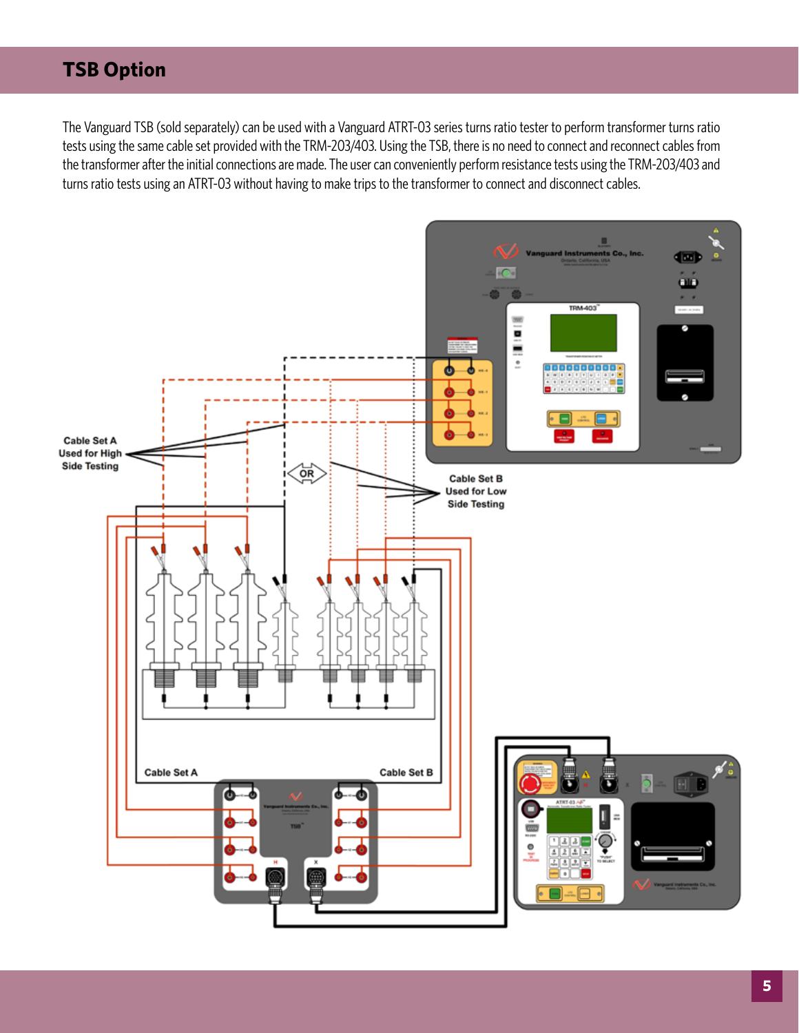## TSB Option

The Vanguard TSB (sold separately) can be used with a Vanguard ATRT-03 series turns ratio tester to perform transformer turns ratio tests using the same cable set provided with the TRM-203/403. Using the TSB, there is no need to connect and reconnect cables from the transformer after the initial connections are made. The user can conveniently perform resistance tests using the TRM-203/403 and turns ratio tests using an ATRT-03 without having to make trips to the transformer to connect and disconnect cables.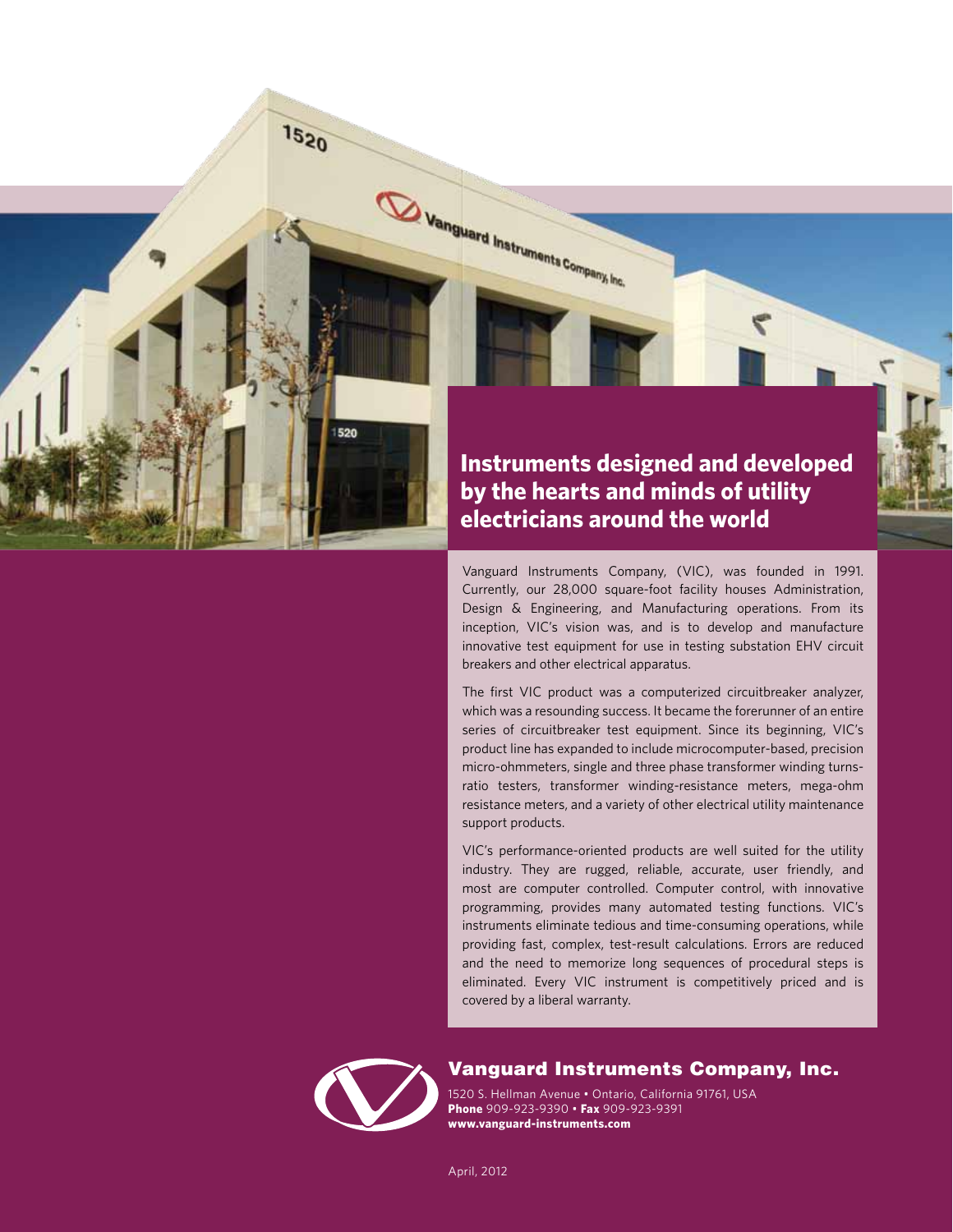## Instruments designed and developed by the hearts and minds of utility electricians around the world

Vanguard Instruments Company, (VIC), was founded in 1991. Currently, our 28,000 square-foot facility houses Administration, Design & Engineering, and Manufacturing operations. From its inception, VIC's vision was, and is to develop and manufacture innovative test equipment for use in testing substation EHV circuit breakers and other electrical apparatus.

The first VIC product was a computerized circuitbreaker analyzer, which was a resounding success. It became the forerunner of an entire series of circuitbreaker test equipment. Since its beginning, VIC's product line has expanded to include microcomputer-based, precision micro-ohmmeters, single and three phase transformer winding turns-ratio testers, transformer winding-resistance meters, mega-ohm resistance meters, and a variety of other electrical utility maintenance support products.

VIC's performance-oriented products are well suited for the utility industry. They are rugged, reliable, accurate, user friendly, and most are computer controlled. Computer control, with innovative programming, provides many automated testing functions. VIC's instruments eliminate tedious and time-consuming operations, while providing fast, complex, test-result calculations. Errors are reduced and the need to memorize long sequences of procedural steps is eliminated. Every VIC instrument is competitively priced and is covered by a liberal warranty.

### Vanguard Instruments Company, Inc.

1520 S. Hellman Avenue • Ontario, California 91761, USA
**Phone** 909-923-9390 • **Fax** 909-923-9391
**www.vanguard-instruments.com**

April, 2012